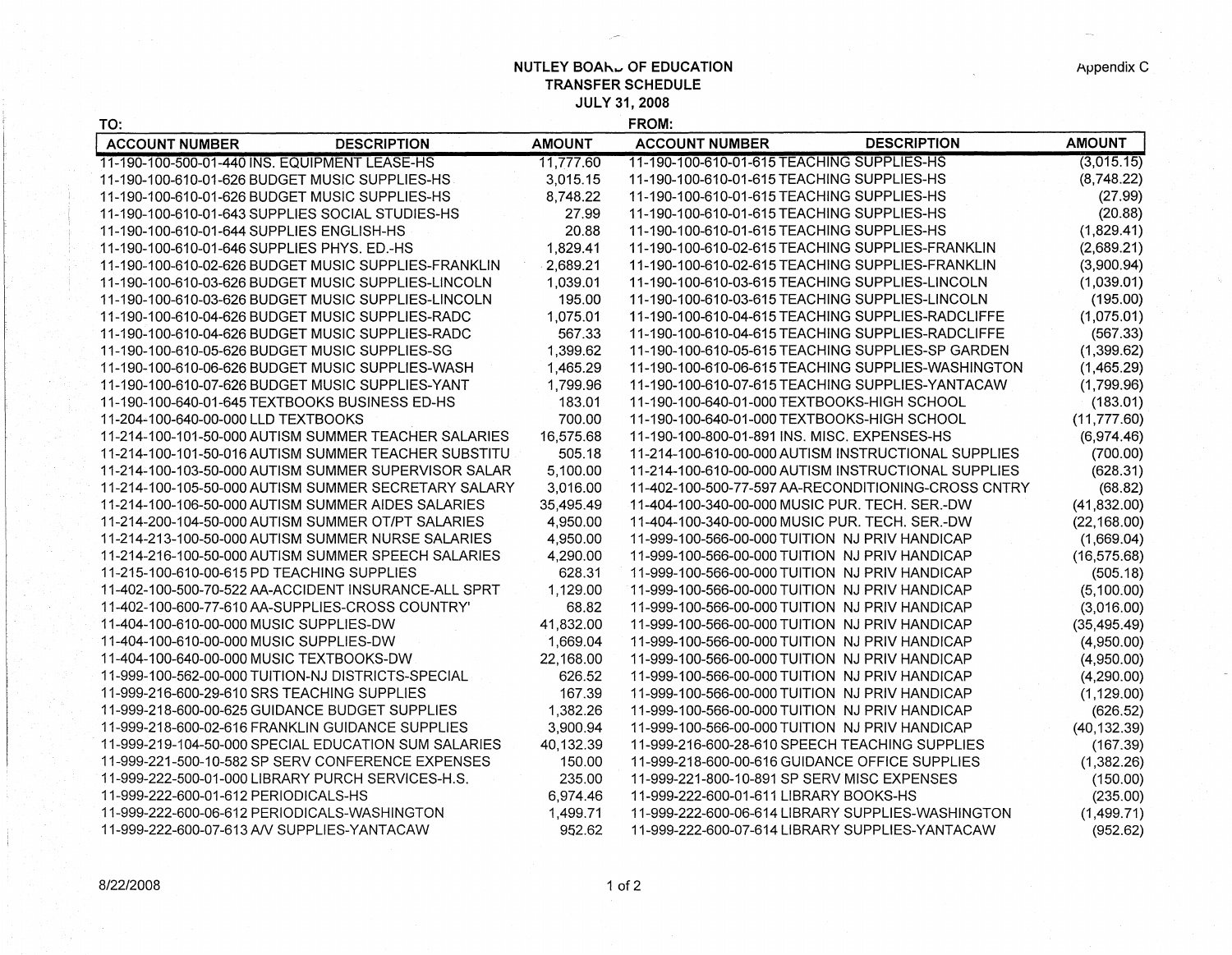# NUTLEY BOARD OF EDUCATION
## TRANSFER SCHEDULE
### JULY 31, 2008

Appendix C

| TO: ACCOUNT NUMBER | DESCRIPTION | AMOUNT | FROM: ACCOUNT NUMBER | DESCRIPTION | AMOUNT |
|---|---|---|---|---|---|
| 11-190-100-500-01-440 | INS. EQUIPMENT LEASE-HS | 11,777.60 | 11-190-100-610-01-615 | TEACHING SUPPLIES-HS | (3,015.15) |
| 11-190-100-610-01-626 | BUDGET MUSIC SUPPLIES-HS | 3,015.15 | 11-190-100-610-01-615 | TEACHING SUPPLIES-HS | (8,748.22) |
| 11-190-100-610-01-626 | BUDGET MUSIC SUPPLIES-HS | 8,748.22 | 11-190-100-610-01-615 | TEACHING SUPPLIES-HS | (27.99) |
| 11-190-100-610-01-643 | SUPPLIES SOCIAL STUDIES-HS | 27.99 | 11-190-100-610-01-615 | TEACHING SUPPLIES-HS | (20.88) |
| 11-190-100-610-01-644 | SUPPLIES ENGLISH-HS | 20.88 | 11-190-100-610-01-615 | TEACHING SUPPLIES-HS | (1,829.41) |
| 11-190-100-610-01-646 | SUPPLIES PHYS. ED.-HS | 1,829.41 | 11-190-100-610-02-615 | TEACHING SUPPLIES-FRANKLIN | (2,689.21) |
| 11-190-100-610-02-626 | BUDGET MUSIC SUPPLIES-FRANKLIN | 2,689.21 | 11-190-100-610-02-615 | TEACHING SUPPLIES-FRANKLIN | (3,900.94) |
| 11-190-100-610-03-626 | BUDGET MUSIC SUPPLIES-LINCOLN | 1,039.01 | 11-190-100-610-03-615 | TEACHING SUPPLIES-LINCOLN | (1,039.01) |
| 11-190-100-610-03-626 | BUDGET MUSIC SUPPLIES-LINCOLN | 195.00 | 11-190-100-610-03-615 | TEACHING SUPPLIES-LINCOLN | (195.00) |
| 11-190-100-610-04-626 | BUDGET MUSIC SUPPLIES-RADC | 1,075.01 | 11-190-100-610-04-615 | TEACHING SUPPLIES-RADCLIFFE | (1,075.01) |
| 11-190-100-610-04-626 | BUDGET MUSIC SUPPLIES-RADC | 567.33 | 11-190-100-610-04-615 | TEACHING SUPPLIES-RADCLIFFE | (567.33) |
| 11-190-100-610-05-626 | BUDGET MUSIC SUPPLIES-SG | 1,399.62 | 11-190-100-610-05-615 | TEACHING SUPPLIES-SP GARDEN | (1,399.62) |
| 11-190-100-610-06-626 | BUDGET MUSIC SUPPLIES-WASH | 1,465.29 | 11-190-100-610-06-615 | TEACHING SUPPLIES-WASHINGTON | (1,465.29) |
| 11-190-100-610-07-626 | BUDGET MUSIC SUPPLIES-YANT | 1,799.96 | 11-190-100-610-07-615 | TEACHING SUPPLIES-YANTACAW | (1,799.96) |
| 11-190-100-640-01-645 | TEXTBOOKS BUSINESS ED-HS | 183.01 | 11-190-100-640-01-000 | TEXTBOOKS-HIGH SCHOOL | (183.01) |
| 11-204-100-640-00-000 | LLD TEXTBOOKS | 700.00 | 11-190-100-640-01-000 | TEXTBOOKS-HIGH SCHOOL | (11,777.60) |
| 11-214-100-101-50-000 | AUTISM SUMMER TEACHER SALARIES | 16,575.68 | 11-190-100-800-01-891 | INS. MISC. EXPENSES-HS | (6,974.46) |
| 11-214-100-101-50-016 | AUTISM SUMMER TEACHER SUBSTITU | 505.18 | 11-214-100-610-00-000 | AUTISM INSTRUCTIONAL SUPPLIES | (700.00) |
| 11-214-100-103-50-000 | AUTISM SUMMER SUPERVISOR SALAR | 5,100.00 | 11-214-100-610-00-000 | AUTISM INSTRUCTIONAL SUPPLIES | (628.31) |
| 11-214-100-105-50-000 | AUTISM SUMMER SECRETARY SALARY | 3,016.00 | 11-402-100-500-77-597 | AA-RECONDITIONING-CROSS CNTRY | (68.82) |
| 11-214-100-106-50-000 | AUTISM SUMMER AIDES SALARIES | 35,495.49 | 11-404-100-340-00-000 | MUSIC PUR. TECH. SER.-DW | (41,832.00) |
| 11-214-200-104-50-000 | AUTISM SUMMER OT/PT SALARIES | 4,950.00 | 11-404-100-340-00-000 | MUSIC PUR. TECH. SER.-DW | (22,168.00) |
| 11-214-213-100-50-000 | AUTISM SUMMER NURSE SALARIES | 4,950.00 | 11-999-100-566-00-000 | TUITION NJ PRIV HANDICAP | (1,669.04) |
| 11-214-216-100-50-000 | AUTISM SUMMER SPEECH SALARIES | 4,290.00 | 11-999-100-566-00-000 | TUITION NJ PRIV HANDICAP | (16,575.68) |
| 11-215-100-610-00-615 | PD TEACHING SUPPLIES | 628.31 | 11-999-100-566-00-000 | TUITION NJ PRIV HANDICAP | (505.18) |
| 11-402-100-500-70-522 | AA-ACCIDENT INSURANCE-ALL SPRT | 1,129.00 | 11-999-100-566-00-000 | TUITION NJ PRIV HANDICAP | (5,100.00) |
| 11-402-100-600-77-610 | AA-SUPPLIES-CROSS COUNTRY' | 68.82 | 11-999-100-566-00-000 | TUITION NJ PRIV HANDICAP | (3,016.00) |
| 11-404-100-610-00-000 | MUSIC SUPPLIES-DW | 41,832.00 | 11-999-100-566-00-000 | TUITION NJ PRIV HANDICAP | (35,495.49) |
| 11-404-100-610-00-000 | MUSIC SUPPLIES-DW | 1,669.04 | 11-999-100-566-00-000 | TUITION NJ PRIV HANDICAP | (4,950.00) |
| 11-404-100-640-00-000 | MUSIC TEXTBOOKS-DW | 22,168.00 | 11-999-100-566-00-000 | TUITION NJ PRIV HANDICAP | (4,950.00) |
| 11-999-100-562-00-000 | TUITION-NJ DISTRICTS-SPECIAL | 626.52 | 11-999-100-566-00-000 | TUITION NJ PRIV HANDICAP | (4,290.00) |
| 11-999-216-600-29-610 | SRS TEACHING SUPPLIES | 167.39 | 11-999-100-566-00-000 | TUITION NJ PRIV HANDICAP | (1,129.00) |
| 11-999-218-600-00-625 | GUIDANCE BUDGET SUPPLIES | 1,382.26 | 11-999-100-566-00-000 | TUITION NJ PRIV HANDICAP | (626.52) |
| 11-999-218-600-02-616 | FRANKLIN GUIDANCE SUPPLIES | 3,900.94 | 11-999-100-566-00-000 | TUITION NJ PRIV HANDICAP | (40,132.39) |
| 11-999-219-104-50-000 | SPECIAL EDUCATION SUM SALARIES | 40,132.39 | 11-999-216-600-28-610 | SPEECH TEACHING SUPPLIES | (167.39) |
| 11-999-221-500-10-582 | SP SERV CONFERENCE EXPENSES | 150.00 | 11-999-218-600-00-616 | GUIDANCE OFFICE SUPPLIES | (1,382.26) |
| 11-999-222-500-01-000 | LIBRARY PURCH SERVICES-H.S. | 235.00 | 11-999-221-800-10-891 | SP SERV MISC EXPENSES | (150.00) |
| 11-999-222-600-01-612 | PERIODICALS-HS | 6,974.46 | 11-999-222-600-01-611 | LIBRARY BOOKS-HS | (235.00) |
| 11-999-222-600-06-612 | PERIODICALS-WASHINGTON | 1,499.71 | 11-999-222-600-06-614 | LIBRARY SUPPLIES-WASHINGTON | (1,499.71) |
| 11-999-222-600-07-613 | A/V SUPPLIES-YANTACAW | 952.62 | 11-999-222-600-07-614 | LIBRARY SUPPLIES-YANTACAW | (952.62) |

8/22/2008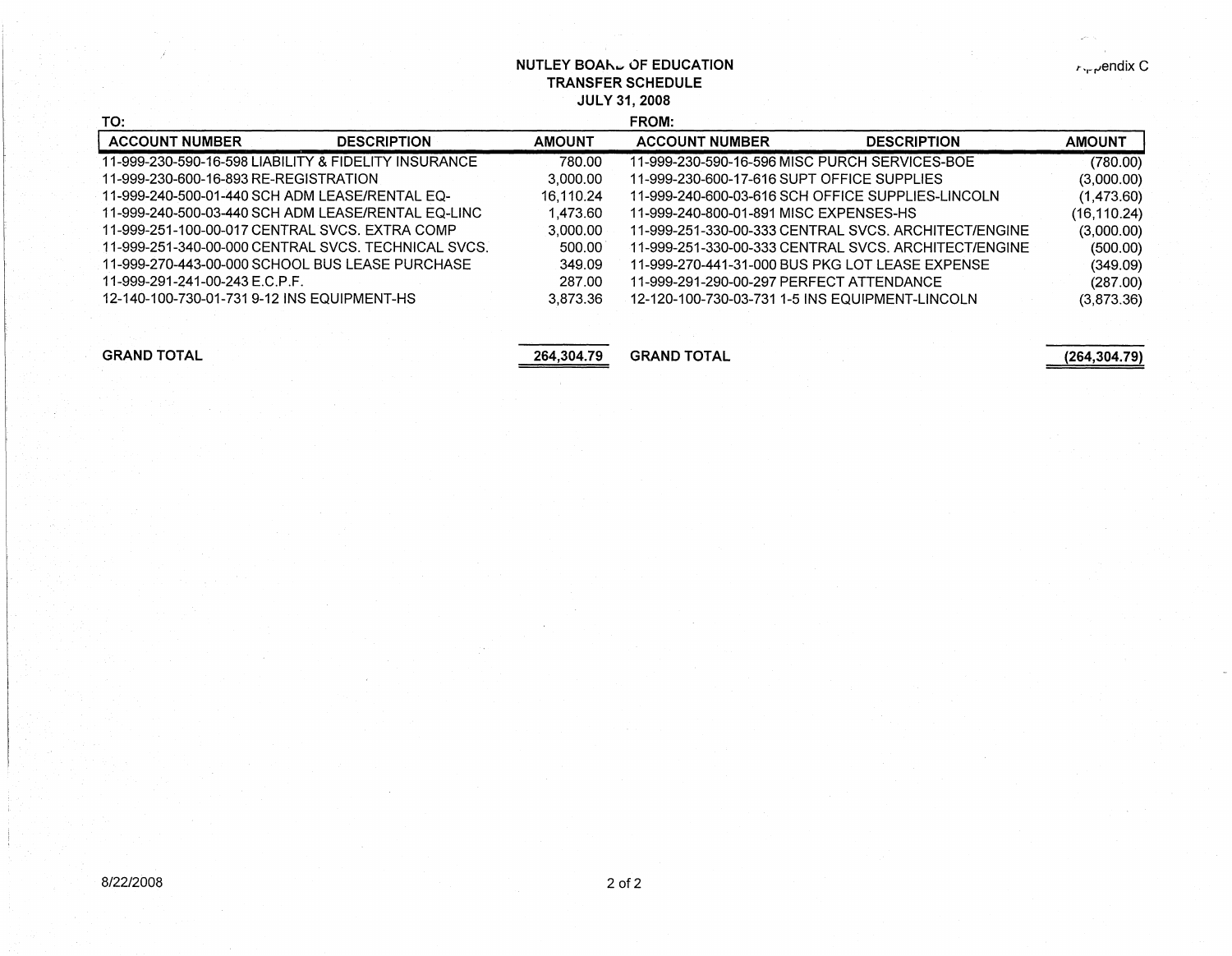NUTLEY BOARD OF EDUCATION
TRANSFER SCHEDULE
JULY 31, 2008

Appendix C

| TO: ACCOUNT NUMBER | DESCRIPTION | AMOUNT | FROM: ACCOUNT NUMBER | DESCRIPTION | AMOUNT |
|---|---|---|---|---|---|
| 11-999-230-590-16-598 | LIABILITY & FIDELITY INSURANCE | 780.00 | 11-999-230-590-16-596 | MISC PURCH SERVICES-BOE | (780.00) |
| 11-999-230-600-16-893 | RE-REGISTRATION | 3,000.00 | 11-999-230-600-17-616 | SUPT OFFICE SUPPLIES | (3,000.00) |
| 11-999-240-500-01-440 | SCH ADM LEASE/RENTAL EQ- | 16,110.24 | 11-999-240-600-03-616 | SCH OFFICE SUPPLIES-LINCOLN | (1,473.60) |
| 11-999-240-500-03-440 | SCH ADM LEASE/RENTAL EQ-LINC | 1,473.60 | 11-999-240-800-01-891 | MISC EXPENSES-HS | (16,110.24) |
| 11-999-251-100-00-017 | CENTRAL SVCS. EXTRA COMP | 3,000.00 | 11-999-251-330-00-333 | CENTRAL SVCS. ARCHITECT/ENGINE | (3,000.00) |
| 11-999-251-340-00-000 | CENTRAL SVCS. TECHNICAL SVCS. | 500.00 | 11-999-251-330-00-333 | CENTRAL SVCS. ARCHITECT/ENGINE | (500.00) |
| 11-999-270-443-00-000 | SCHOOL BUS LEASE PURCHASE | 349.09 | 11-999-270-441-31-000 | BUS PKG LOT LEASE EXPENSE | (349.09) |
| 11-999-291-241-00-243 | E.C.P.F. | 287.00 | 11-999-291-290-00-297 | PERFECT ATTENDANCE | (287.00) |
| 12-140-100-730-01-731 | 9-12 INS EQUIPMENT-HS | 3,873.36 | 12-120-100-730-03-731 | 1-5 INS EQUIPMENT-LINCOLN | (3,873.36) |
| **GRAND TOTAL** | | **264,304.79** | **GRAND TOTAL** | | **(264,304.79)** |

8/22/2008